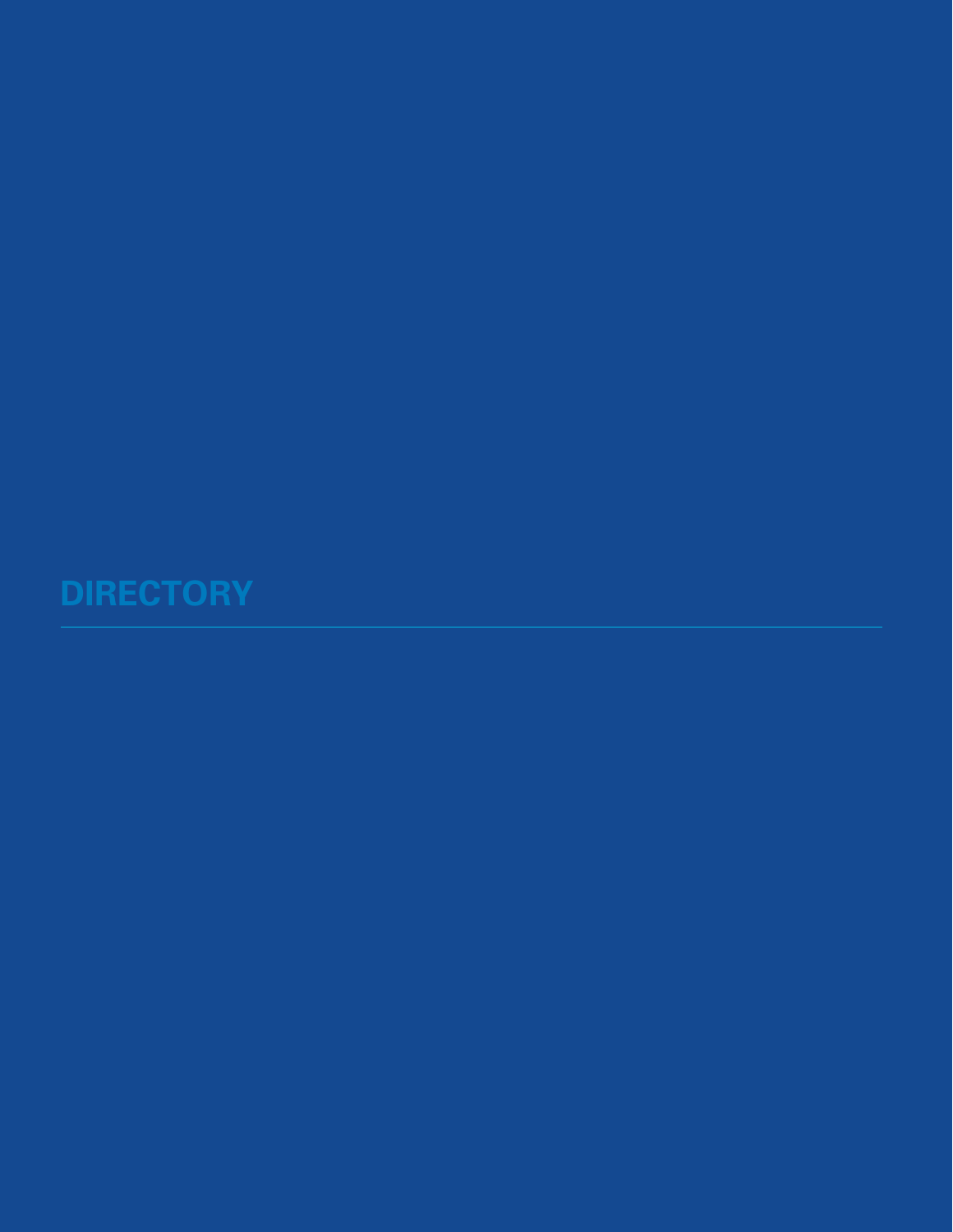# DIRECTORY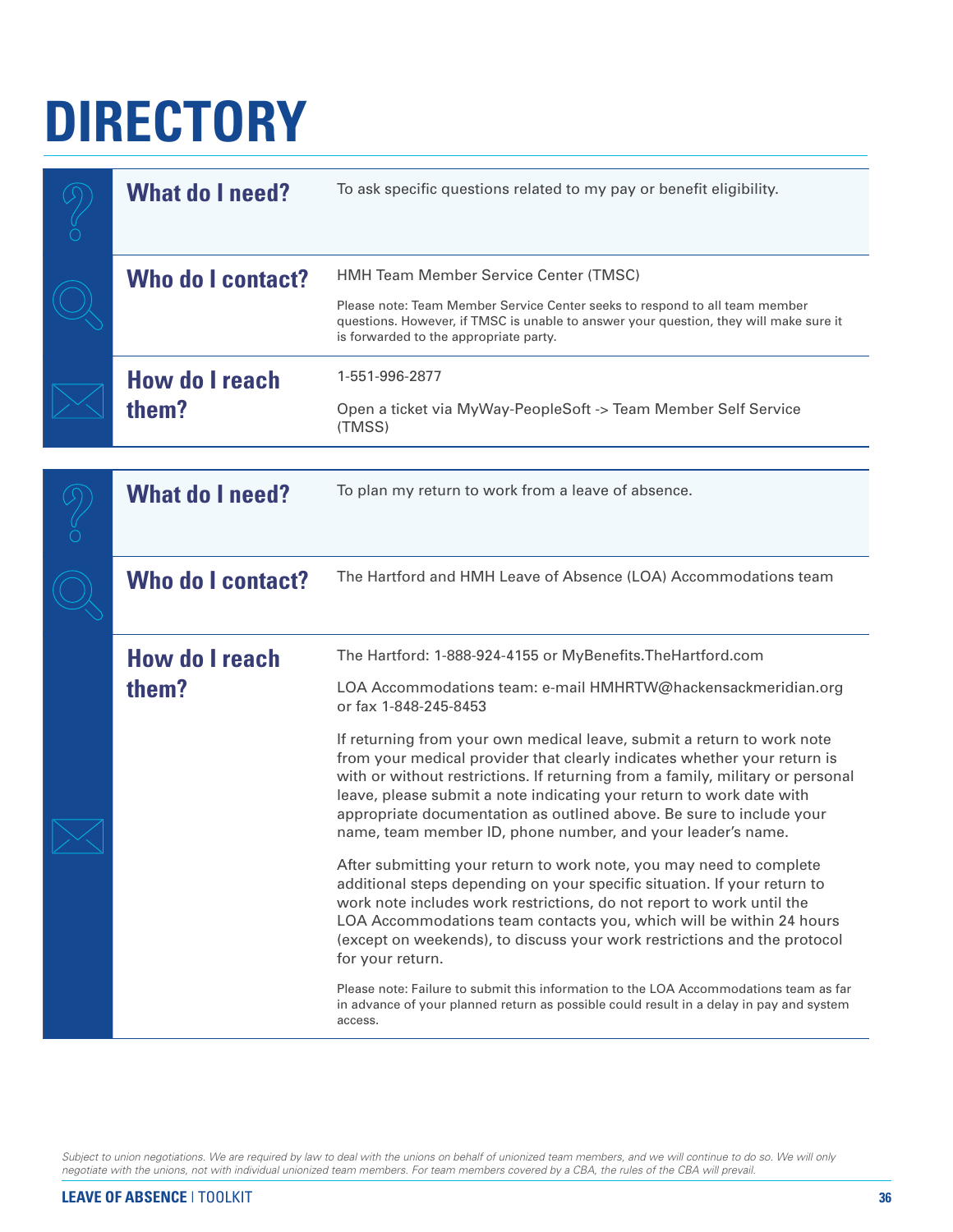# DIRECTORY

| | |
|---|---|
| **What do I need?** | To ask specific questions related to my pay or benefit eligibility. |
| **Who do I contact?** | HMH Team Member Service Center (TMSC)<br><br>Please note: Team Member Service Center seeks to respond to all team member questions. However, if TMSC is unable to answer your question, they will make sure it is forwarded to the appropriate party. |
| **How do I reach them?** | 1-551-996-2877<br><br>Open a ticket via MyWay-PeopleSoft -> Team Member Self Service (TMSS) |

| | |
|---|---|
| **What do I need?** | To plan my return to work from a leave of absence. |
| **Who do I contact?** | The Hartford and HMH Leave of Absence (LOA) Accommodations team |
| **How do I reach them?** | The Hartford: 1-888-924-4155 or MyBenefits.TheHartford.com<br><br>LOA Accommodations team: e-mail HMHRTW@hackensackmeridian.org or fax 1-848-245-8453<br><br>If returning from your own medical leave, submit a return to work note from your medical provider that clearly indicates whether your return is with or without restrictions. If returning from a family, military or personal leave, please submit a note indicating your return to work date with appropriate documentation as outlined above. Be sure to include your name, team member ID, phone number, and your leader's name.<br><br>After submitting your return to work note, you may need to complete additional steps depending on your specific situation. If your return to work note includes work restrictions, do not report to work until the LOA Accommodations team contacts you, which will be within 24 hours (except on weekends), to discuss your work restrictions and the protocol for your return.<br><br>Please note: Failure to submit this information to the LOA Accommodations team as far in advance of your planned return as possible could result in a delay in pay and system access. |

*Subject to union negotiations. We are required by law to deal with the unions on behalf of unionized team members, and we will continue to do so. We will only negotiate with the unions, not with individual unionized team members. For team members covered by a CBA, the rules of the CBA will prevail.*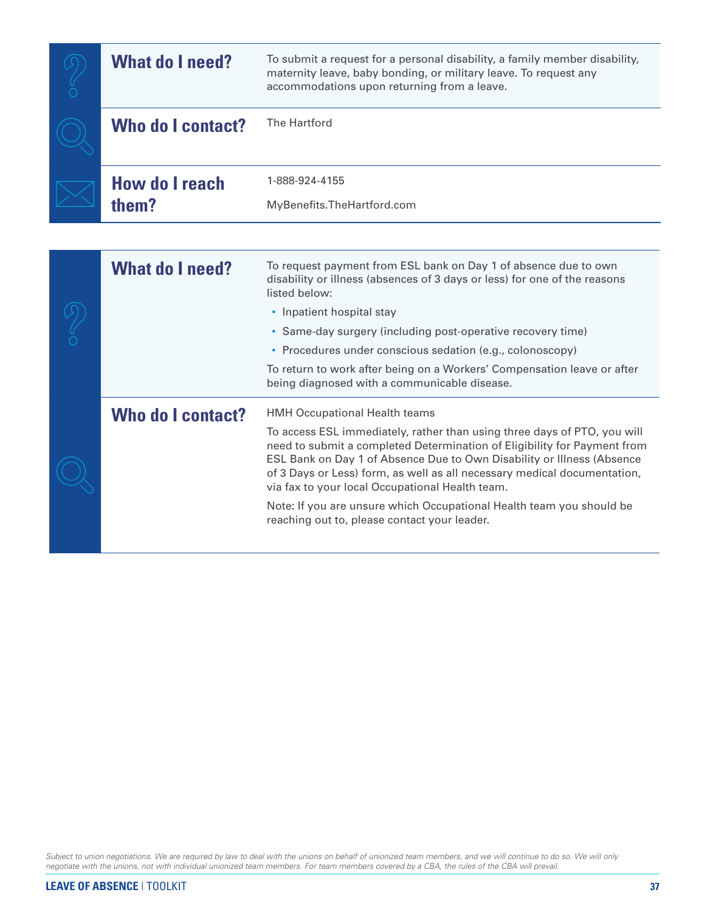| | |
|---|---|
| **What do I need?** | To submit a request for a personal disability, a family member disability, maternity leave, baby bonding, or military leave. To request any accommodations upon returning from a leave. |
| **Who do I contact?** | The Hartford |
| **How do I reach them?** | 1-888-924-4155<br><br>MyBenefits.TheHartford.com |

| | |
|---|---|
| **What do I need?** | To request payment from ESL bank on Day 1 of absence due to own disability or illness (absences of 3 days or less) for one of the reasons listed below:<br>• Inpatient hospital stay<br>• Same-day surgery (including post-operative recovery time)<br>• Procedures under conscious sedation (e.g., colonoscopy)<br><br>To return to work after being on a Workers' Compensation leave or after being diagnosed with a communicable disease. |
| **Who do I contact?** | HMH Occupational Health teams<br><br>To access ESL immediately, rather than using three days of PTO, you will need to submit a completed Determination of Eligibility for Payment from ESL Bank on Day 1 of Absence Due to Own Disability or Illness (Absence of 3 Days or Less) form, as well as all necessary medical documentation, via fax to your local Occupational Health team.<br><br>Note: If you are unsure which Occupational Health team you should be reaching out to, please contact your leader. |

*Subject to union negotiations. We are required by law to deal with the unions on behalf of unionized team members, and we will continue to do so. We will only negotiate with the unions, not with individual unionized team members. For team members covered by a CBA, the rules of the CBA will prevail.*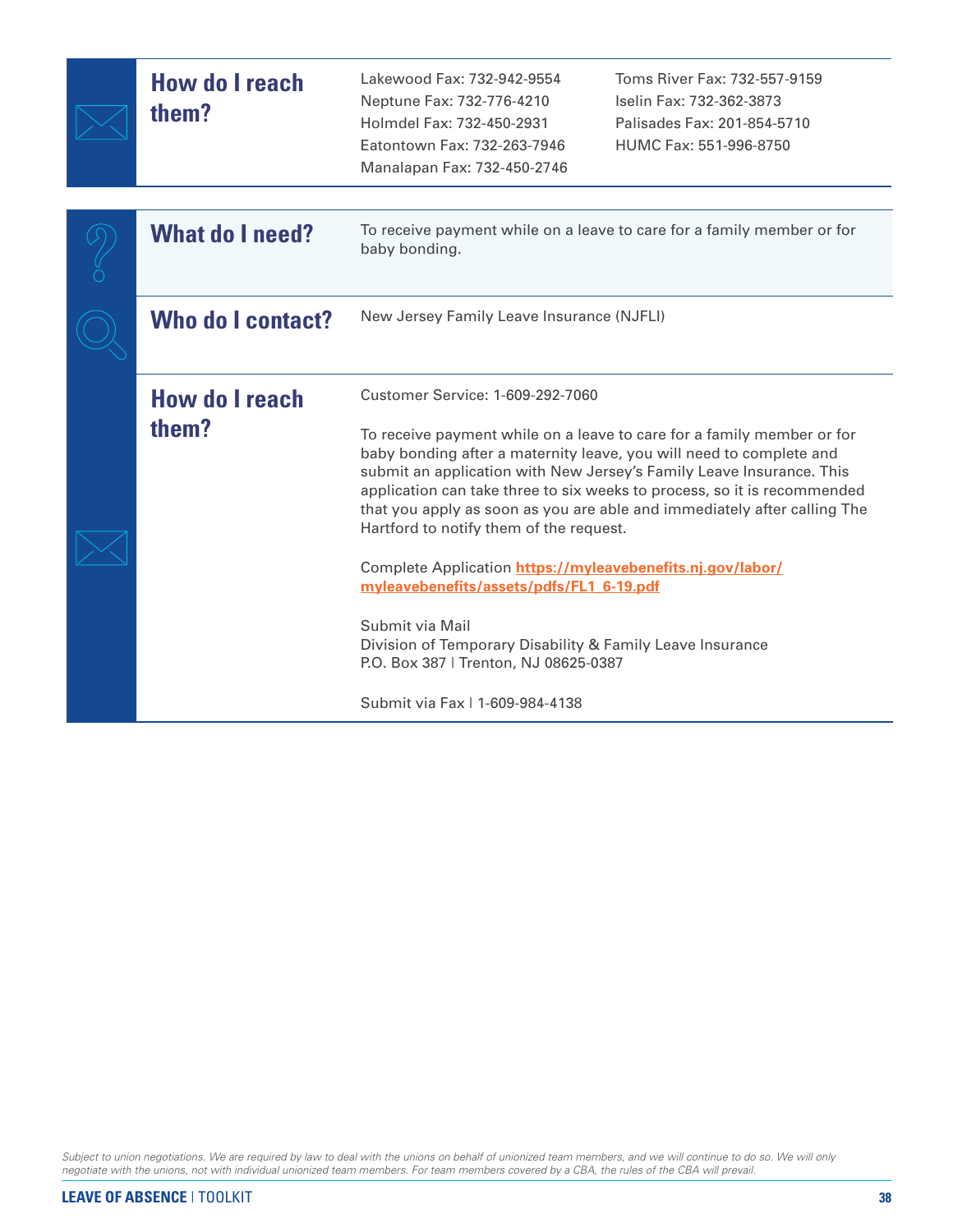## How do I reach them?

Lakewood Fax: 732-942-9554
Neptune Fax: 732-776-4210
Holmdel Fax: 732-450-2931
Eatontown Fax: 732-263-7946
Manalapan Fax: 732-450-2746
Toms River Fax: 732-557-9159
Iselin Fax: 732-362-3873
Palisades Fax: 201-854-5710
HUMC Fax: 551-996-8750

## What do I need?

To receive payment while on a leave to care for a family member or for baby bonding.

## Who do I contact?

New Jersey Family Leave Insurance (NJFLI)

## How do I reach them?

Customer Service: 1-609-292-7060

To receive payment while on a leave to care for a family member or for baby bonding after a maternity leave, you will need to complete and submit an application with New Jersey's Family Leave Insurance. This application can take three to six weeks to process, so it is recommended that you apply as soon as you are able and immediately after calling The Hartford to notify them of the request.

Complete Application **https://myleavebenefits.nj.gov/labor/myleavebenefits/assets/pdfs/FL1_6-19.pdf**

Submit via Mail
Division of Temporary Disability & Family Leave Insurance
P.O. Box 387 | Trenton, NJ 08625-0387

Submit via Fax | 1-609-984-4138

*Subject to union negotiations. We are required by law to deal with the unions on behalf of unionized team members, and we will continue to do so. We will only negotiate with the unions, not with individual unionized team members. For team members covered by a CBA, the rules of the CBA will prevail.*